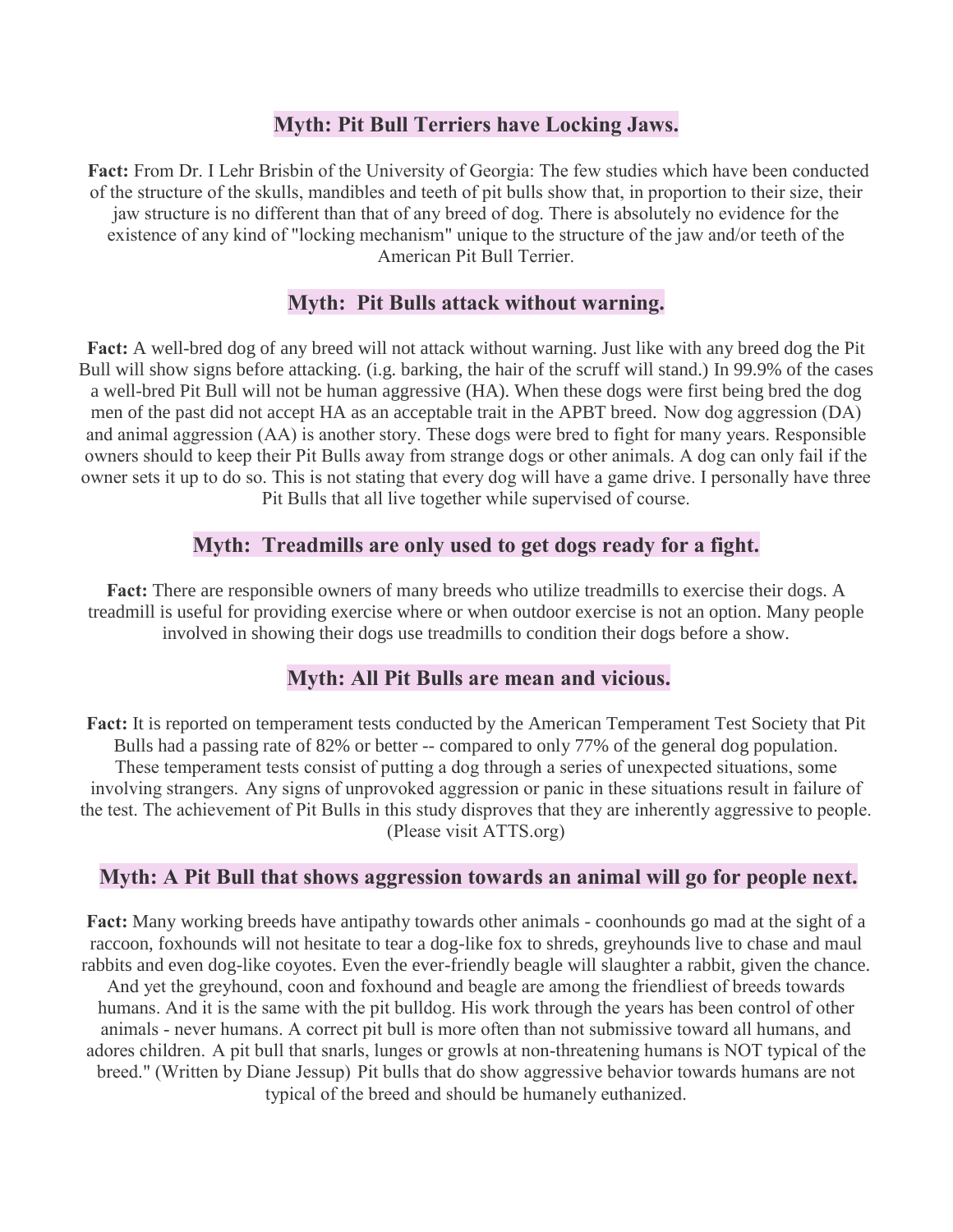## Myth: Pit Bull Terriers have Locking Jaws.

**Fact:** From Dr. I Lehr Brisbin of the University of Georgia: The few studies which have been conducted of the structure of the skulls, mandibles and teeth of pit bulls show that, in proportion to their size, their jaw structure is no different than that of any breed of dog. There is absolutely no evidence for the existence of any kind of "locking mechanism" unique to the structure of the jaw and/or teeth of the American Pit Bull Terrier.

## Myth: Pit Bulls attack without warning.

**Fact:** A well-bred dog of any breed will not attack without warning. Just like with any breed dog the Pit Bull will show signs before attacking. (i.e. barking, the hair of the scruff will stand.) In 99.9% of the cases a well-bred Pit Bull will not be human aggressive (HA). When these dogs were first being bred the dog men of the past did not accept HA as an acceptable trait in the APBT breed. Now dog aggression (DA) and animal aggression (AA) is another story. These dogs were bred to fight for many years. Responsible owners should to keep their Pit Bulls away from strange dogs or other animals. A dog can only fail if the owner sets it up to do so. This is not stating that every dog will have a game drive. I personally have three Pit Bulls that all live together while supervised of course.

## Myth: Treadmills are only used to get dogs ready for a fight.

**Fact:** There are responsible owners of many breeds who utilize treadmills to exercise their dogs. A treadmill is useful for providing exercise where or when outdoor exercise is not an option. Many people involved in showing their dogs use treadmills to condition their dogs before a show.

## Myth: All Pit Bulls are mean and vicious.

**Fact:** It is reported on temperament tests conducted by the American Temperament Test Society that Pit Bulls had a passing rate of 82% or better -- compared to only 77% of the general dog population. These temperament tests consist of putting a dog through a series of unexpected situations, some involving strangers. Any signs of unprovoked aggression or panic in these situations result in failure of the test. The achievement of Pit Bulls in this study disproves that they are inherently aggressive to people. (Please visit ATTS.org)

## Myth: A Pit Bull that shows aggression towards an animal will go for people next.

**Fact:** Many working breeds have antipathy towards other animals - coonhounds go mad at the sight of a raccoon, foxhounds will not hesitate to tear a dog-like fox to shreds, greyhounds live to chase and maul rabbits and even dog-like coyotes. Even the ever-friendly beagle will slaughter a rabbit, given the chance. And yet the greyhound, coon and foxhound and beagle are among the friendliest of breeds towards humans. And it is the same with the pit bulldog. His work through the years has been control of other animals - never humans. A correct pit bull is more often than not submissive toward all humans, and adores children. A pit bull that snarls, lunges or growls at non-threatening humans is NOT typical of the breed." (Written by Diane Jessup) Pit bulls that do show aggressive behavior towards humans are not typical of the breed and should be humanely euthanized.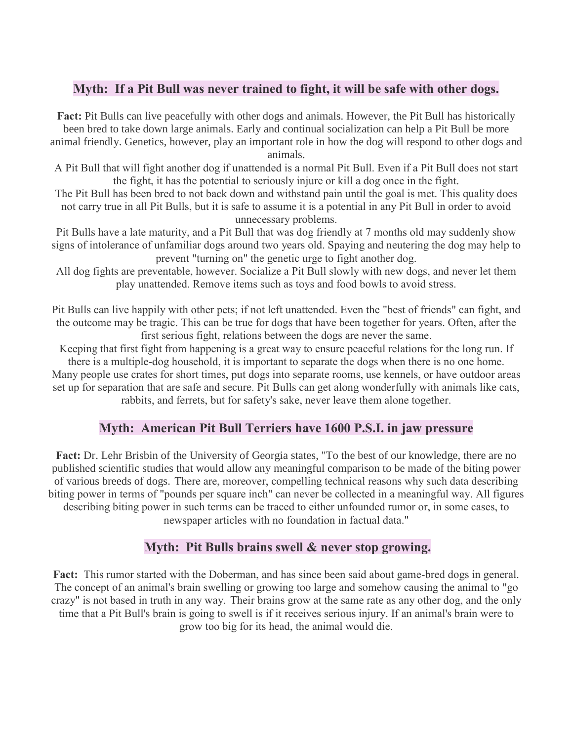## Myth: If a Pit Bull was never trained to fight, it will be safe with other dogs.

**Fact:** Pit Bulls can live peacefully with other dogs and animals. However, the Pit Bull has historically been bred to take down large animals. Early and continual socialization can help a Pit Bull be more animal friendly. Genetics, however, play an important role in how the dog will respond to other dogs and animals.

A Pit Bull that will fight another dog if unattended is a normal Pit Bull. Even if a Pit Bull does not start the fight, it has the potential to seriously injure or kill a dog once in the fight.

The Pit Bull has been bred to not back down and withstand pain until the goal is met. This quality does not carry true in all Pit Bulls, but it is safe to assume it is a potential in any Pit Bull in order to avoid unnecessary problems.

Pit Bulls have a late maturity, and a Pit Bull that was dog friendly at 7 months old may suddenly show signs of intolerance of unfamiliar dogs around two years old. Spaying and neutering the dog may help to prevent "turning on" the genetic urge to fight another dog.

All dog fights are preventable, however. Socialize a Pit Bull slowly with new dogs, and never let them play unattended. Remove items such as toys and food bowls to avoid stress.

Pit Bulls can live happily with other pets; if not left unattended. Even the "best of friends" can fight, and the outcome may be tragic. This can be true for dogs that have been together for years. Often, after the first serious fight, relations between the dogs are never the same.

Keeping that first fight from happening is a great way to ensure peaceful relations for the long run. If there is a multiple-dog household, it is important to separate the dogs when there is no one home. Many people use crates for short times, put dogs into separate rooms, use kennels, or have outdoor areas set up for separation that are safe and secure. Pit Bulls can get along wonderfully with animals like cats, rabbits, and ferrets, but for safety's sake, never leave them alone together.

## Myth: American Pit Bull Terriers have 1600 P.S.I. in jaw pressure

**Fact:** Dr. Lehr Brisbin of the University of Georgia states, "To the best of our knowledge, there are no published scientific studies that would allow any meaningful comparison to be made of the biting power of various breeds of dogs. There are, moreover, compelling technical reasons why such data describing biting power in terms of "pounds per square inch" can never be collected in a meaningful way. All figures describing biting power in such terms can be traced to either unfounded rumor or, in some cases, to newspaper articles with no foundation in factual data."

## Myth: Pit Bulls brains swell & never stop growing.

**Fact:** This rumor started with the Doberman, and has since been said about game-bred dogs in general. The concept of an animal's brain swelling or growing too large and somehow causing the animal to "go crazy" is not based in truth in any way. Their brains grow at the same rate as any other dog, and the only time that a Pit Bull's brain is going to swell is if it receives serious injury. If an animal's brain were to grow too big for its head, the animal would die.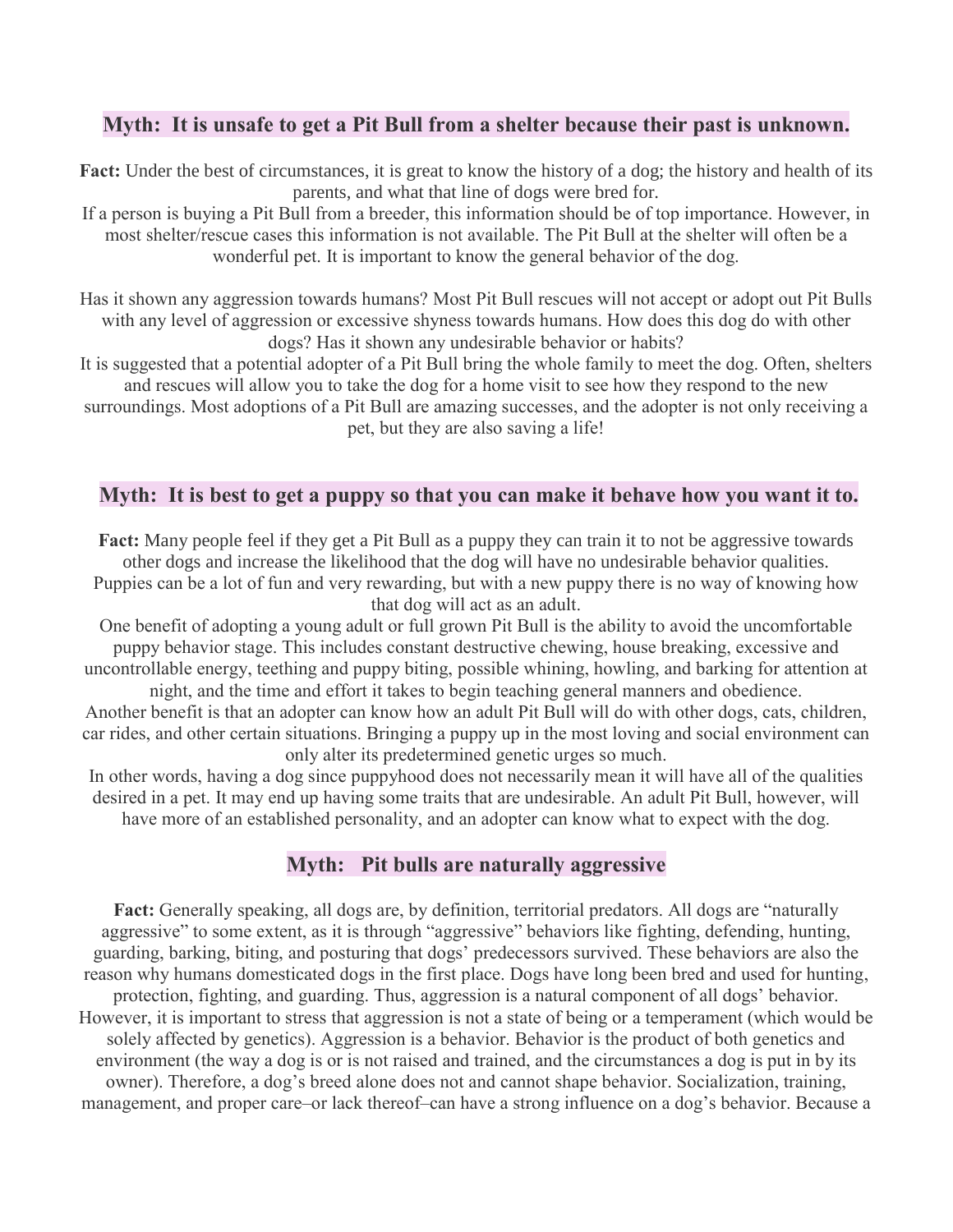## Myth: It is unsafe to get a Pit Bull from a shelter because their past is unknown.

**Fact:** Under the best of circumstances, it is great to know the history of a dog; the history and health of its parents, and what that line of dogs were bred for.
If a person is buying a Pit Bull from a breeder, this information should be of top importance. However, in most shelter/rescue cases this information is not available. The Pit Bull at the shelter will often be a wonderful pet. It is important to know the general behavior of the dog.

Has it shown any aggression towards humans? Most Pit Bull rescues will not accept or adopt out Pit Bulls with any level of aggression or excessive shyness towards humans. How does this dog do with other dogs? Has it shown any undesirable behavior or habits?
It is suggested that a potential adopter of a Pit Bull bring the whole family to meet the dog. Often, shelters and rescues will allow you to take the dog for a home visit to see how they respond to the new surroundings. Most adoptions of a Pit Bull are amazing successes, and the adopter is not only receiving a pet, but they are also saving a life!

## Myth: It is best to get a puppy so that you can make it behave how you want it to.

**Fact:** Many people feel if they get a Pit Bull as a puppy they can train it to not be aggressive towards other dogs and increase the likelihood that the dog will have no undesirable behavior qualities. Puppies can be a lot of fun and very rewarding, but with a new puppy there is no way of knowing how that dog will act as an adult.
One benefit of adopting a young adult or full grown Pit Bull is the ability to avoid the uncomfortable puppy behavior stage. This includes constant destructive chewing, house breaking, excessive and uncontrollable energy, teething and puppy biting, possible whining, howling, and barking for attention at night, and the time and effort it takes to begin teaching general manners and obedience.
Another benefit is that an adopter can know how an adult Pit Bull will do with other dogs, cats, children, car rides, and other certain situations. Bringing a puppy up in the most loving and social environment can only alter its predetermined genetic urges so much.
In other words, having a dog since puppyhood does not necessarily mean it will have all of the qualities desired in a pet. It may end up having some traits that are undesirable. An adult Pit Bull, however, will have more of an established personality, and an adopter can know what to expect with the dog.

## Myth: Pit bulls are naturally aggressive

**Fact:** Generally speaking, all dogs are, by definition, territorial predators. All dogs are "naturally aggressive" to some extent, as it is through "aggressive" behaviors like fighting, defending, hunting, guarding, barking, biting, and posturing that dogs' predecessors survived. These behaviors are also the reason why humans domesticated dogs in the first place. Dogs have long been bred and used for hunting, protection, fighting, and guarding. Thus, aggression is a natural component of all dogs' behavior. However, it is important to stress that aggression is not a state of being or a temperament (which would be solely affected by genetics). Aggression is a behavior. Behavior is the product of both genetics and environment (the way a dog is or is not raised and trained, and the circumstances a dog is put in by its owner). Therefore, a dog's breed alone does not and cannot shape behavior. Socialization, training, management, and proper care–or lack thereof–can have a strong influence on a dog's behavior. Because a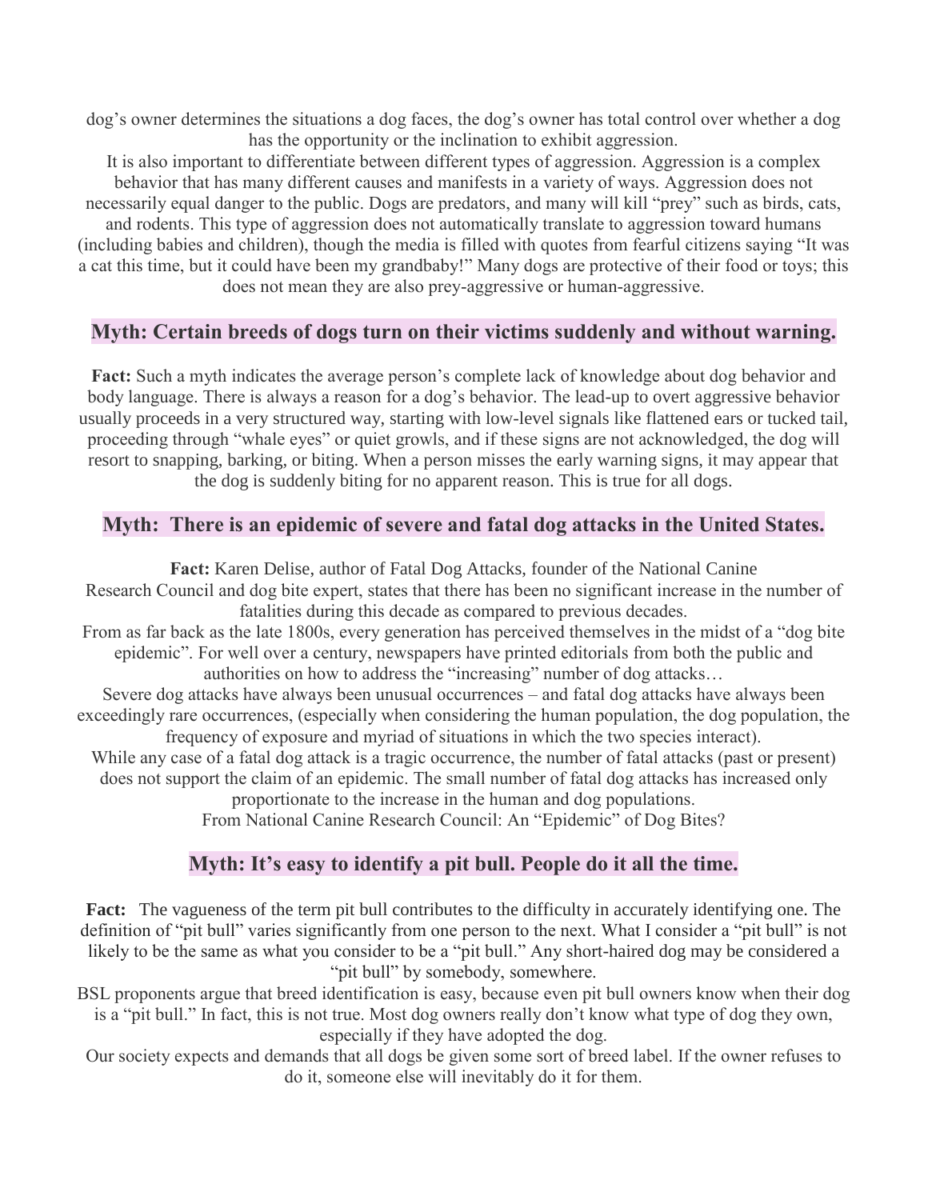dog's owner determines the situations a dog faces, the dog's owner has total control over whether a dog has the opportunity or the inclination to exhibit aggression.

It is also important to differentiate between different types of aggression. Aggression is a complex behavior that has many different causes and manifests in a variety of ways. Aggression does not necessarily equal danger to the public. Dogs are predators, and many will kill "prey" such as birds, cats, and rodents. This type of aggression does not automatically translate to aggression toward humans (including babies and children), though the media is filled with quotes from fearful citizens saying "It was a cat this time, but it could have been my grandbaby!" Many dogs are protective of their food or toys; this does not mean they are also prey-aggressive or human-aggressive.

### Myth: Certain breeds of dogs turn on their victims suddenly and without warning.

**Fact:** Such a myth indicates the average person's complete lack of knowledge about dog behavior and body language. There is always a reason for a dog's behavior. The lead-up to overt aggressive behavior usually proceeds in a very structured way, starting with low-level signals like flattened ears or tucked tail, proceeding through "whale eyes" or quiet growls, and if these signs are not acknowledged, the dog will resort to snapping, barking, or biting. When a person misses the early warning signs, it may appear that the dog is suddenly biting for no apparent reason. This is true for all dogs.

### Myth: There is an epidemic of severe and fatal dog attacks in the United States.

**Fact:** Karen Delise, author of Fatal Dog Attacks, founder of the National Canine Research Council and dog bite expert, states that there has been no significant increase in the number of fatalities during this decade as compared to previous decades.

From as far back as the late 1800s, every generation has perceived themselves in the midst of a "dog bite epidemic". For well over a century, newspapers have printed editorials from both the public and authorities on how to address the "increasing" number of dog attacks…

Severe dog attacks have always been unusual occurrences – and fatal dog attacks have always been exceedingly rare occurrences, (especially when considering the human population, the dog population, the frequency of exposure and myriad of situations in which the two species interact).

While any case of a fatal dog attack is a tragic occurrence, the number of fatal attacks (past or present) does not support the claim of an epidemic. The small number of fatal dog attacks has increased only proportionate to the increase in the human and dog populations.

From National Canine Research Council: An "Epidemic" of Dog Bites?

### Myth: It's easy to identify a pit bull. People do it all the time.

**Fact:** The vagueness of the term pit bull contributes to the difficulty in accurately identifying one. The definition of "pit bull" varies significantly from one person to the next. What I consider a "pit bull" is not likely to be the same as what you consider to be a "pit bull." Any short-haired dog may be considered a "pit bull" by somebody, somewhere.

BSL proponents argue that breed identification is easy, because even pit bull owners know when their dog is a "pit bull." In fact, this is not true. Most dog owners really don't know what type of dog they own, especially if they have adopted the dog.

Our society expects and demands that all dogs be given some sort of breed label. If the owner refuses to do it, someone else will inevitably do it for them.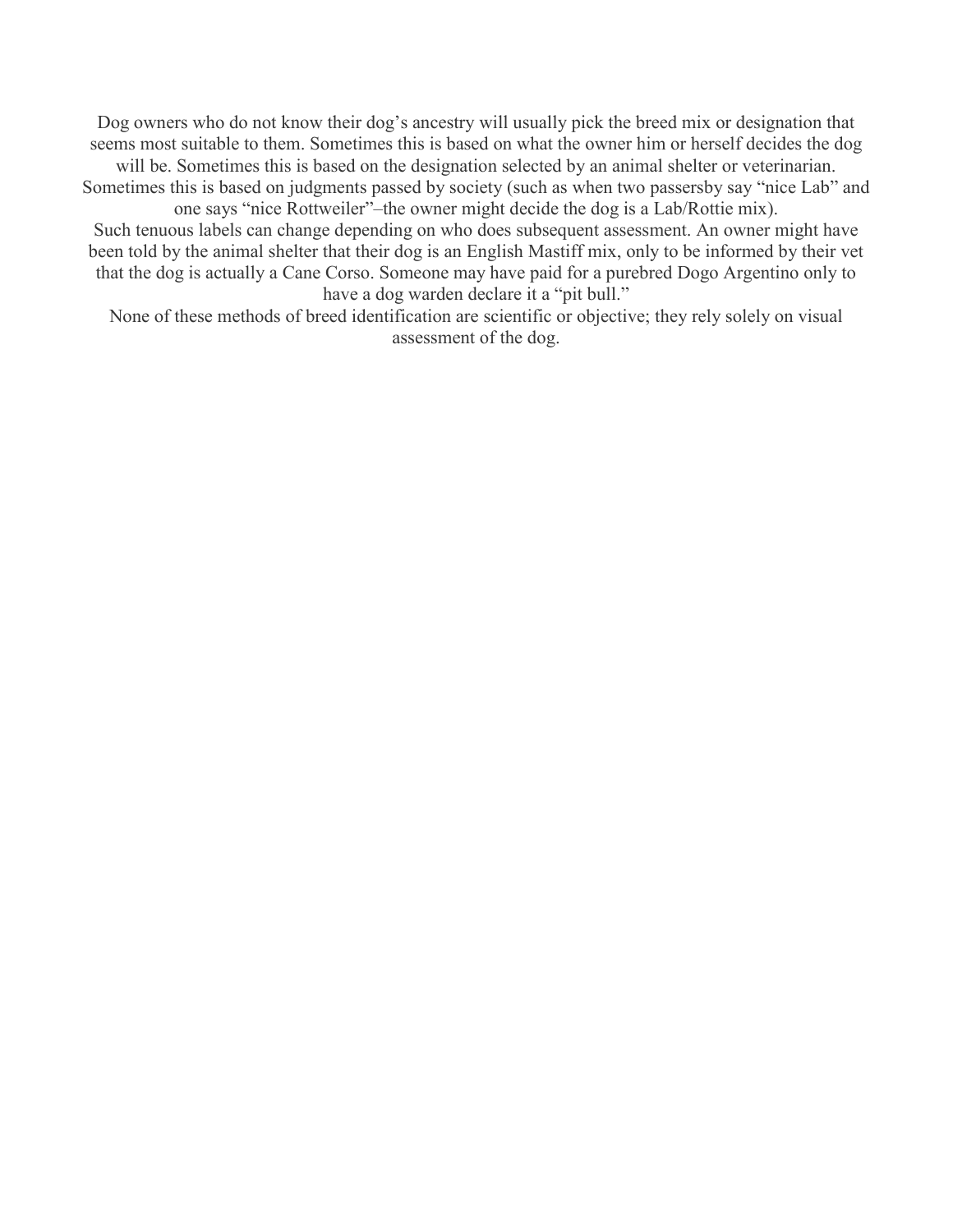Dog owners who do not know their dog's ancestry will usually pick the breed mix or designation that seems most suitable to them. Sometimes this is based on what the owner him or herself decides the dog will be. Sometimes this is based on the designation selected by an animal shelter or veterinarian. Sometimes this is based on judgments passed by society (such as when two passersby say "nice Lab" and one says "nice Rottweiler"–the owner might decide the dog is a Lab/Rottie mix).

Such tenuous labels can change depending on who does subsequent assessment. An owner might have been told by the animal shelter that their dog is an English Mastiff mix, only to be informed by their vet that the dog is actually a Cane Corso. Someone may have paid for a purebred Dogo Argentino only to have a dog warden declare it a "pit bull."

None of these methods of breed identification are scientific or objective; they rely solely on visual assessment of the dog.